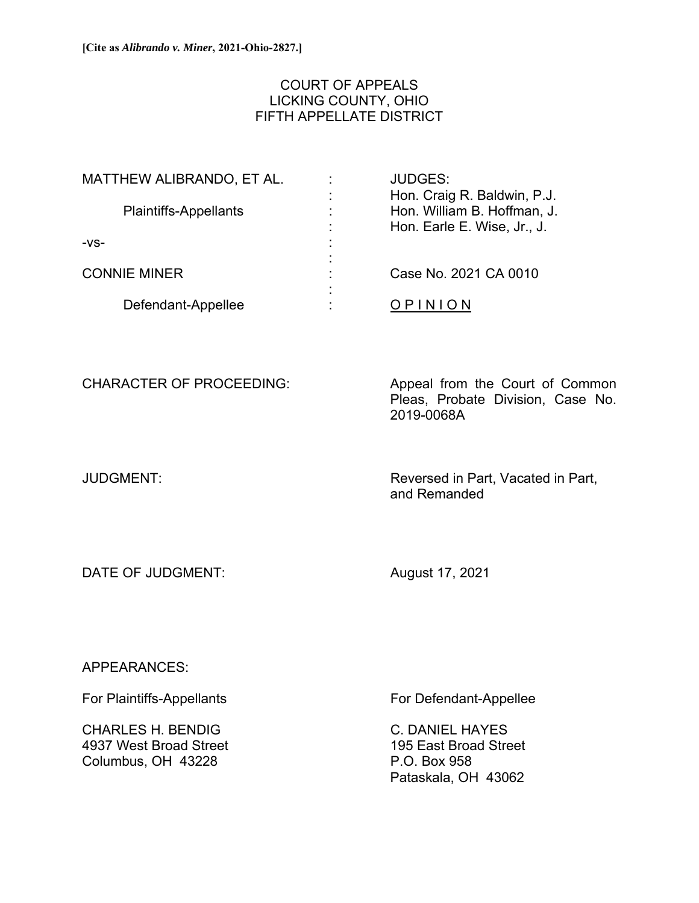**[Cite as *Alibrando v. Miner*, 2021-Ohio-2827.]**

COURT OF APPEALS
LICKING COUNTY, OHIO
FIFTH APPELLATE DISTRICT

| | | |
|---|---|---|
| MATTHEW ALIBRANDO, ET AL. | : | JUDGES: |
| | : | Hon. Craig R. Baldwin, P.J. |
| Plaintiffs-Appellants | : | Hon. William B. Hoffman, J. |
| | : | Hon. Earle E. Wise, Jr., J. |
| -vs- | : | |
| | : | |
| CONNIE MINER | : | Case No. 2021 CA 0010 |
| | : | |
| Defendant-Appellee | : | O P I N I O N |

CHARACTER OF PROCEEDING: Appeal from the Court of Common Pleas, Probate Division, Case No. 2019-0068A

JUDGMENT: Reversed in Part, Vacated in Part, and Remanded

DATE OF JUDGMENT: August 17, 2021

APPEARANCES:

For Plaintiffs-Appellants

CHARLES H. BENDIG
4937 West Broad Street
Columbus, OH 43228

For Defendant-Appellee

C. DANIEL HAYES
195 East Broad Street
P.O. Box 958
Pataskala, OH 43062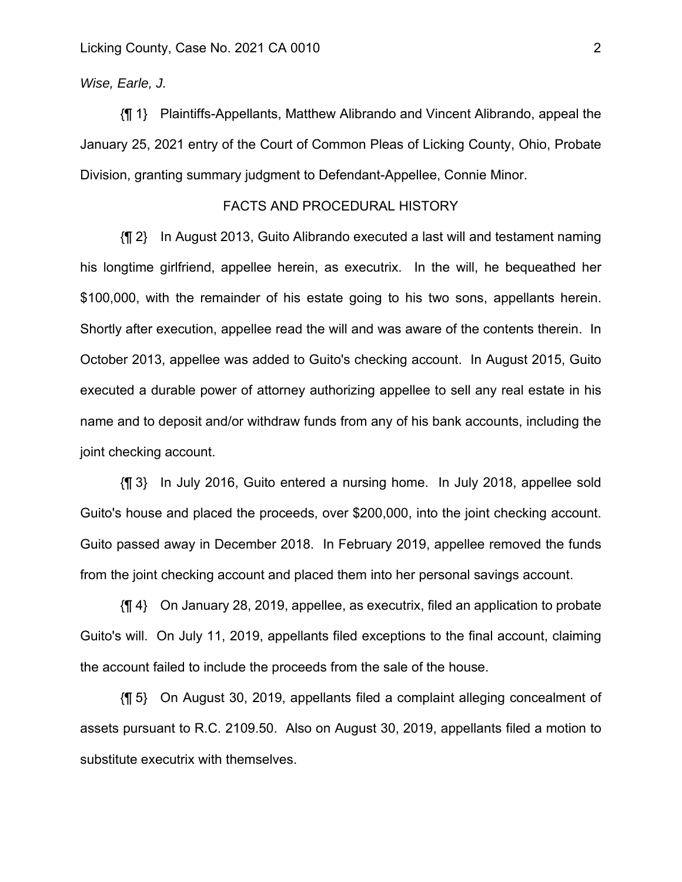*Wise, Earle, J.*

{¶ 1} Plaintiffs-Appellants, Matthew Alibrando and Vincent Alibrando, appeal the January 25, 2021 entry of the Court of Common Pleas of Licking County, Ohio, Probate Division, granting summary judgment to Defendant-Appellee, Connie Minor.

## FACTS AND PROCEDURAL HISTORY

{¶ 2} In August 2013, Guito Alibrando executed a last will and testament naming his longtime girlfriend, appellee herein, as executrix. In the will, he bequeathed her $100,000, with the remainder of his estate going to his two sons, appellants herein. Shortly after execution, appellee read the will and was aware of the contents therein. In October 2013, appellee was added to Guito's checking account. In August 2015, Guito executed a durable power of attorney authorizing appellee to sell any real estate in his name and to deposit and/or withdraw funds from any of his bank accounts, including the joint checking account.

{¶ 3} In July 2016, Guito entered a nursing home. In July 2018, appellee sold Guito's house and placed the proceeds, over $200,000, into the joint checking account. Guito passed away in December 2018. In February 2019, appellee removed the funds from the joint checking account and placed them into her personal savings account.

{¶ 4} On January 28, 2019, appellee, as executrix, filed an application to probate Guito's will. On July 11, 2019, appellants filed exceptions to the final account, claiming the account failed to include the proceeds from the sale of the house.

{¶ 5} On August 30, 2019, appellants filed a complaint alleging concealment of assets pursuant to R.C. 2109.50. Also on August 30, 2019, appellants filed a motion to substitute executrix with themselves.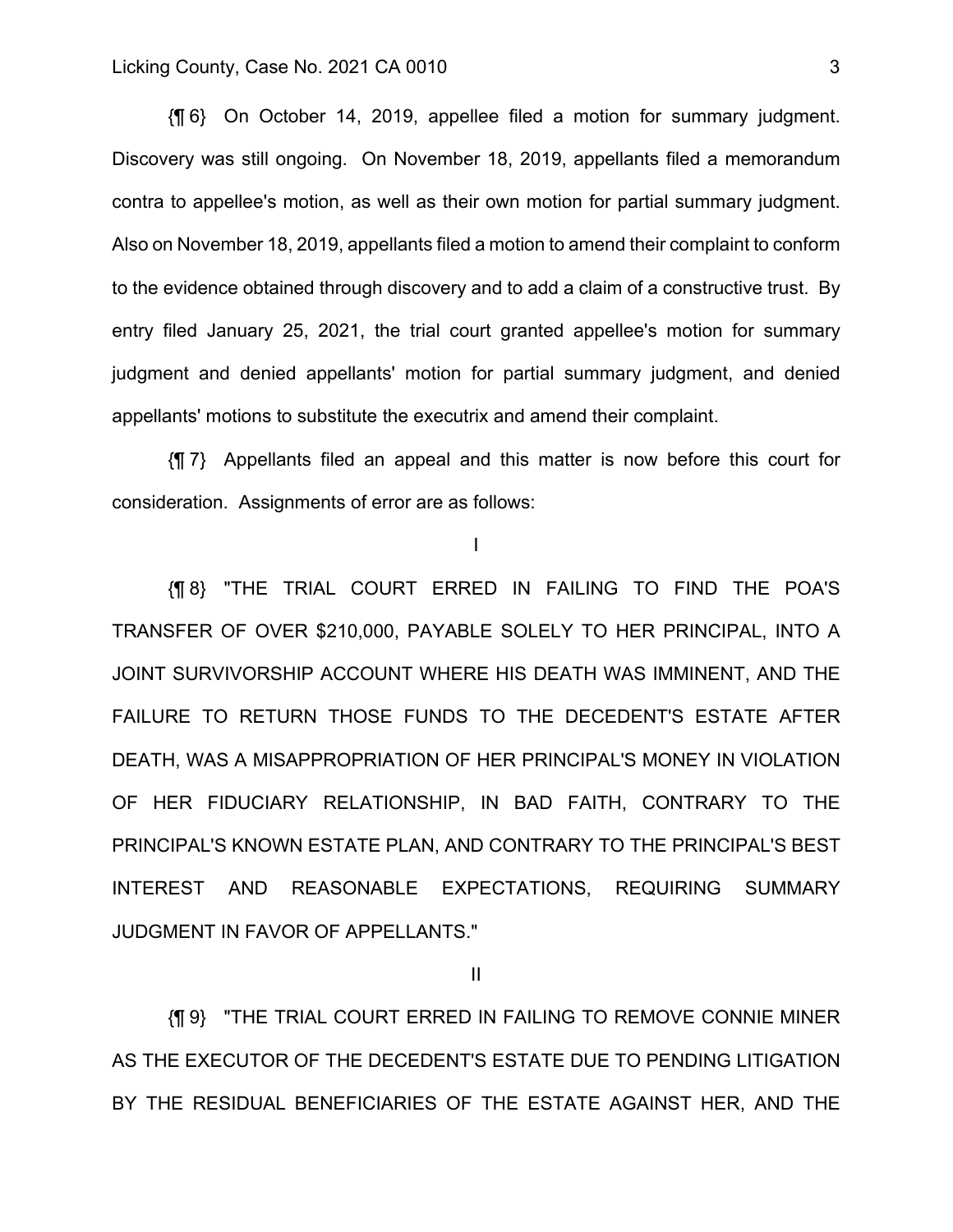{¶ 6} On October 14, 2019, appellee filed a motion for summary judgment. Discovery was still ongoing. On November 18, 2019, appellants filed a memorandum contra to appellee's motion, as well as their own motion for partial summary judgment. Also on November 18, 2019, appellants filed a motion to amend their complaint to conform to the evidence obtained through discovery and to add a claim of a constructive trust. By entry filed January 25, 2021, the trial court granted appellee's motion for summary judgment and denied appellants' motion for partial summary judgment, and denied appellants' motions to substitute the executrix and amend their complaint.

{¶ 7} Appellants filed an appeal and this matter is now before this court for consideration. Assignments of error are as follows:

I

{¶ 8} "THE TRIAL COURT ERRED IN FAILING TO FIND THE POA'S TRANSFER OF OVER $210,000, PAYABLE SOLELY TO HER PRINCIPAL, INTO A JOINT SURVIVORSHIP ACCOUNT WHERE HIS DEATH WAS IMMINENT, AND THE FAILURE TO RETURN THOSE FUNDS TO THE DECEDENT'S ESTATE AFTER DEATH, WAS A MISAPPROPRIATION OF HER PRINCIPAL'S MONEY IN VIOLATION OF HER FIDUCIARY RELATIONSHIP, IN BAD FAITH, CONTRARY TO THE PRINCIPAL'S KNOWN ESTATE PLAN, AND CONTRARY TO THE PRINCIPAL'S BEST INTEREST AND REASONABLE EXPECTATIONS, REQUIRING SUMMARY JUDGMENT IN FAVOR OF APPELLANTS."

II

{¶ 9} "THE TRIAL COURT ERRED IN FAILING TO REMOVE CONNIE MINER AS THE EXECUTOR OF THE DECEDENT'S ESTATE DUE TO PENDING LITIGATION BY THE RESIDUAL BENEFICIARIES OF THE ESTATE AGAINST HER, AND THE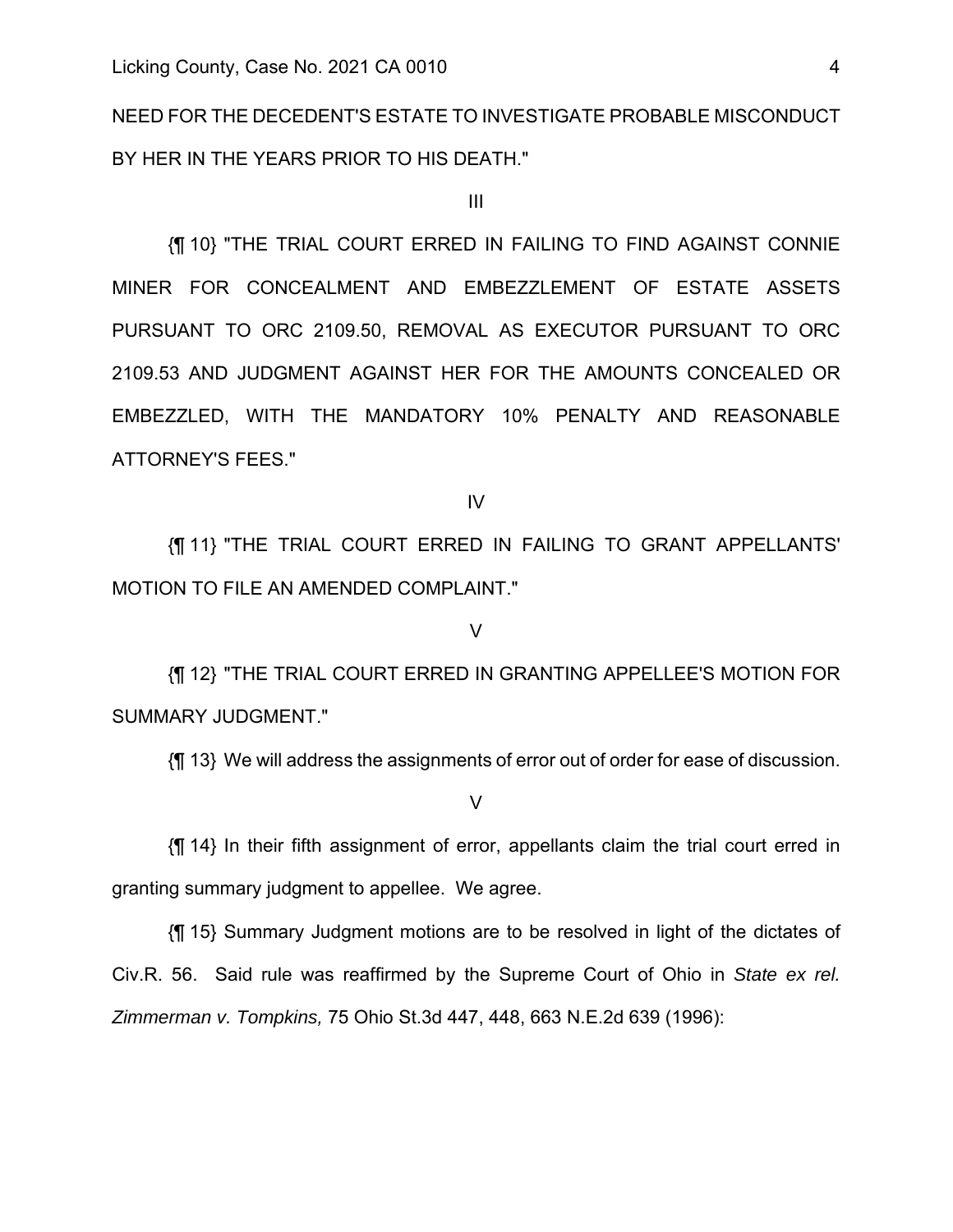NEED FOR THE DECEDENT'S ESTATE TO INVESTIGATE PROBABLE MISCONDUCT BY HER IN THE YEARS PRIOR TO HIS DEATH."

III

{¶ 10} "THE TRIAL COURT ERRED IN FAILING TO FIND AGAINST CONNIE MINER FOR CONCEALMENT AND EMBEZZLEMENT OF ESTATE ASSETS PURSUANT TO ORC 2109.50, REMOVAL AS EXECUTOR PURSUANT TO ORC 2109.53 AND JUDGMENT AGAINST HER FOR THE AMOUNTS CONCEALED OR EMBEZZLED, WITH THE MANDATORY 10% PENALTY AND REASONABLE ATTORNEY'S FEES."

IV

{¶ 11} "THE TRIAL COURT ERRED IN FAILING TO GRANT APPELLANTS' MOTION TO FILE AN AMENDED COMPLAINT."

V

{¶ 12} "THE TRIAL COURT ERRED IN GRANTING APPELLEE'S MOTION FOR SUMMARY JUDGMENT."

{¶ 13} We will address the assignments of error out of order for ease of discussion.

V

{¶ 14} In their fifth assignment of error, appellants claim the trial court erred in granting summary judgment to appellee. We agree.

{¶ 15} Summary Judgment motions are to be resolved in light of the dictates of Civ.R. 56. Said rule was reaffirmed by the Supreme Court of Ohio in *State ex rel. Zimmerman v. Tompkins,* 75 Ohio St.3d 447, 448, 663 N.E.2d 639 (1996):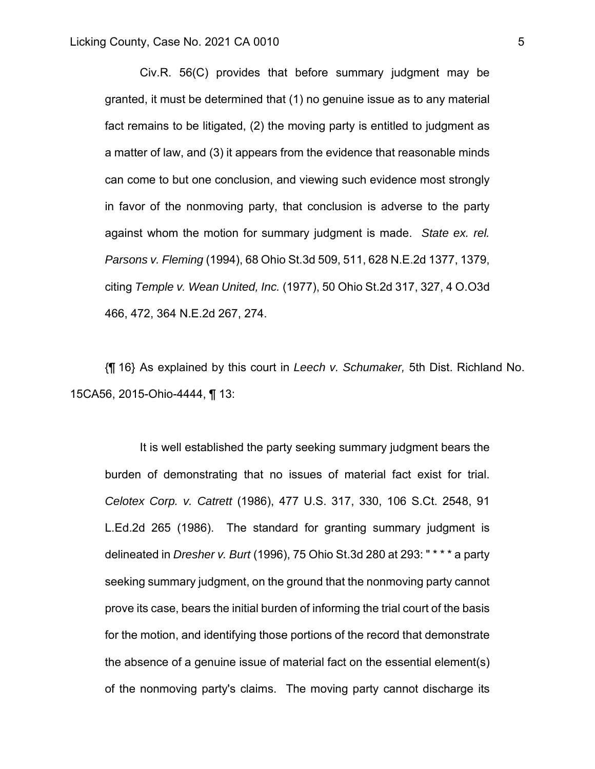> Civ.R. 56(C) provides that before summary judgment may be granted, it must be determined that (1) no genuine issue as to any material fact remains to be litigated, (2) the moving party is entitled to judgment as a matter of law, and (3) it appears from the evidence that reasonable minds can come to but one conclusion, and viewing such evidence most strongly in favor of the nonmoving party, that conclusion is adverse to the party against whom the motion for summary judgment is made. *State ex. rel. Parsons v. Fleming* (1994), 68 Ohio St.3d 509, 511, 628 N.E.2d 1377, 1379, citing *Temple v. Wean United, Inc.* (1977), 50 Ohio St.2d 317, 327, 4 O.O3d 466, 472, 364 N.E.2d 267, 274.

{¶ 16} As explained by this court in *Leech v. Schumaker,* 5th Dist. Richland No. 15CA56, 2015-Ohio-4444, ¶ 13:

> It is well established the party seeking summary judgment bears the burden of demonstrating that no issues of material fact exist for trial. *Celotex Corp. v. Catrett* (1986), 477 U.S. 317, 330, 106 S.Ct. 2548, 91 L.Ed.2d 265 (1986). The standard for granting summary judgment is delineated in *Dresher v. Burt* (1996), 75 Ohio St.3d 280 at 293: " * * * a party seeking summary judgment, on the ground that the nonmoving party cannot prove its case, bears the initial burden of informing the trial court of the basis for the motion, and identifying those portions of the record that demonstrate the absence of a genuine issue of material fact on the essential element(s) of the nonmoving party's claims. The moving party cannot discharge its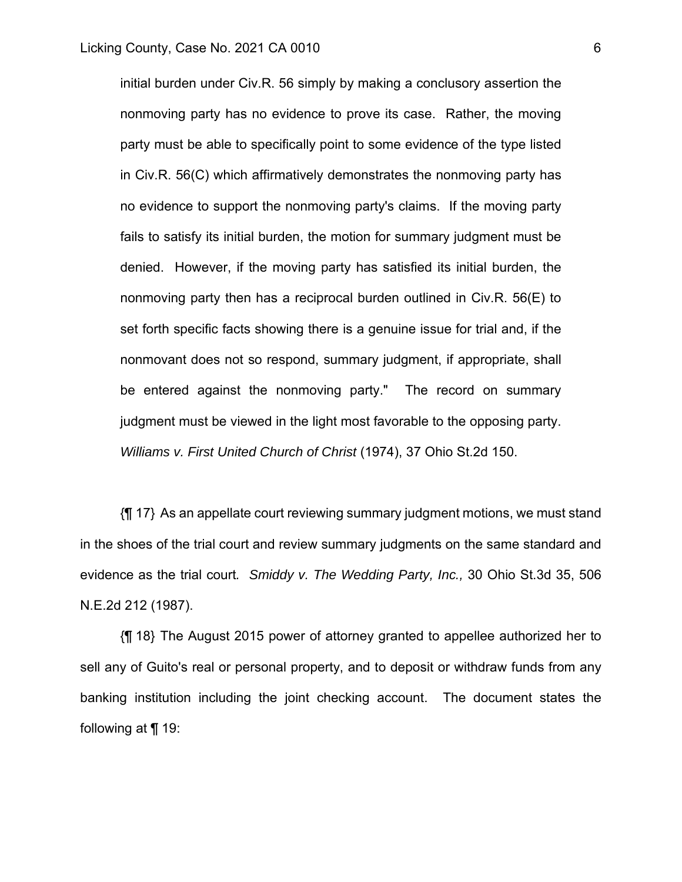initial burden under Civ.R. 56 simply by making a conclusory assertion the nonmoving party has no evidence to prove its case. Rather, the moving party must be able to specifically point to some evidence of the type listed in Civ.R. 56(C) which affirmatively demonstrates the nonmoving party has no evidence to support the nonmoving party's claims. If the moving party fails to satisfy its initial burden, the motion for summary judgment must be denied. However, if the moving party has satisfied its initial burden, the nonmoving party then has a reciprocal burden outlined in Civ.R. 56(E) to set forth specific facts showing there is a genuine issue for trial and, if the nonmovant does not so respond, summary judgment, if appropriate, shall be entered against the nonmoving party." The record on summary judgment must be viewed in the light most favorable to the opposing party. *Williams v. First United Church of Christ* (1974), 37 Ohio St.2d 150.

{¶ 17} As an appellate court reviewing summary judgment motions, we must stand in the shoes of the trial court and review summary judgments on the same standard and evidence as the trial court. *Smiddy v. The Wedding Party, Inc.,* 30 Ohio St.3d 35, 506 N.E.2d 212 (1987).

{¶ 18} The August 2015 power of attorney granted to appellee authorized her to sell any of Guito's real or personal property, and to deposit or withdraw funds from any banking institution including the joint checking account. The document states the following at ¶ 19: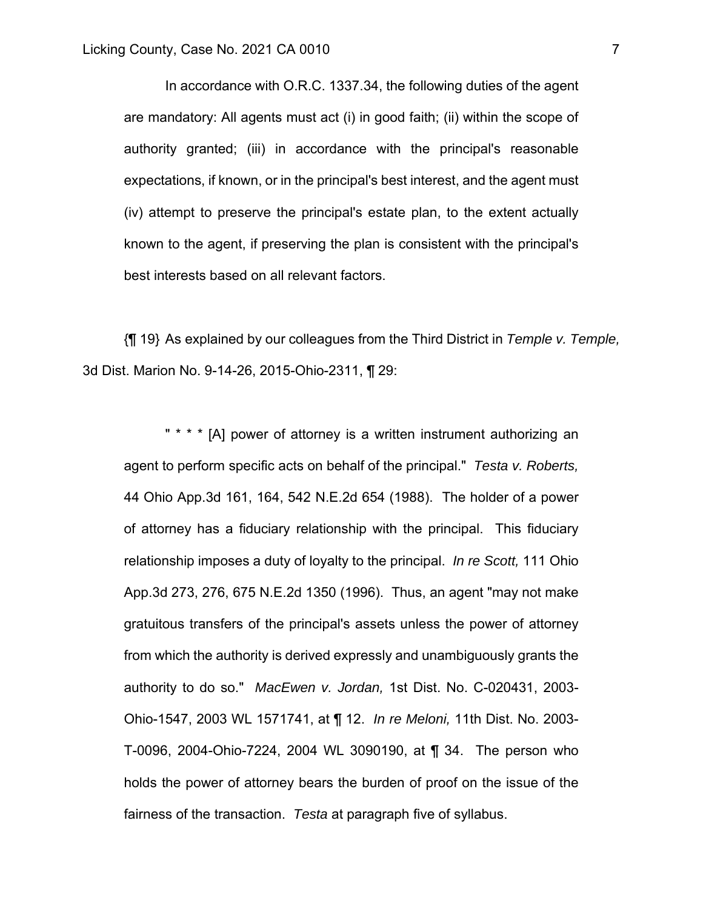In accordance with O.R.C. 1337.34, the following duties of the agent are mandatory: All agents must act (i) in good faith; (ii) within the scope of authority granted; (iii) in accordance with the principal's reasonable expectations, if known, or in the principal's best interest, and the agent must (iv) attempt to preserve the principal's estate plan, to the extent actually known to the agent, if preserving the plan is consistent with the principal's best interests based on all relevant factors.

{¶ 19} As explained by our colleagues from the Third District in *Temple v. Temple,* 3d Dist. Marion No. 9-14-26, 2015-Ohio-2311, ¶ 29:

> " * * * [A] power of attorney is a written instrument authorizing an agent to perform specific acts on behalf of the principal." *Testa v. Roberts,* 44 Ohio App.3d 161, 164, 542 N.E.2d 654 (1988). The holder of a power of attorney has a fiduciary relationship with the principal. This fiduciary relationship imposes a duty of loyalty to the principal. *In re Scott,* 111 Ohio App.3d 273, 276, 675 N.E.2d 1350 (1996). Thus, an agent "may not make gratuitous transfers of the principal's assets unless the power of attorney from which the authority is derived expressly and unambiguously grants the authority to do so." *MacEwen v. Jordan,* 1st Dist. No. C-020431, 2003-Ohio-1547, 2003 WL 1571741, at ¶ 12. *In re Meloni,* 11th Dist. No. 2003-T-0096, 2004-Ohio-7224, 2004 WL 3090190, at ¶ 34. The person who holds the power of attorney bears the burden of proof on the issue of the fairness of the transaction. *Testa* at paragraph five of syllabus.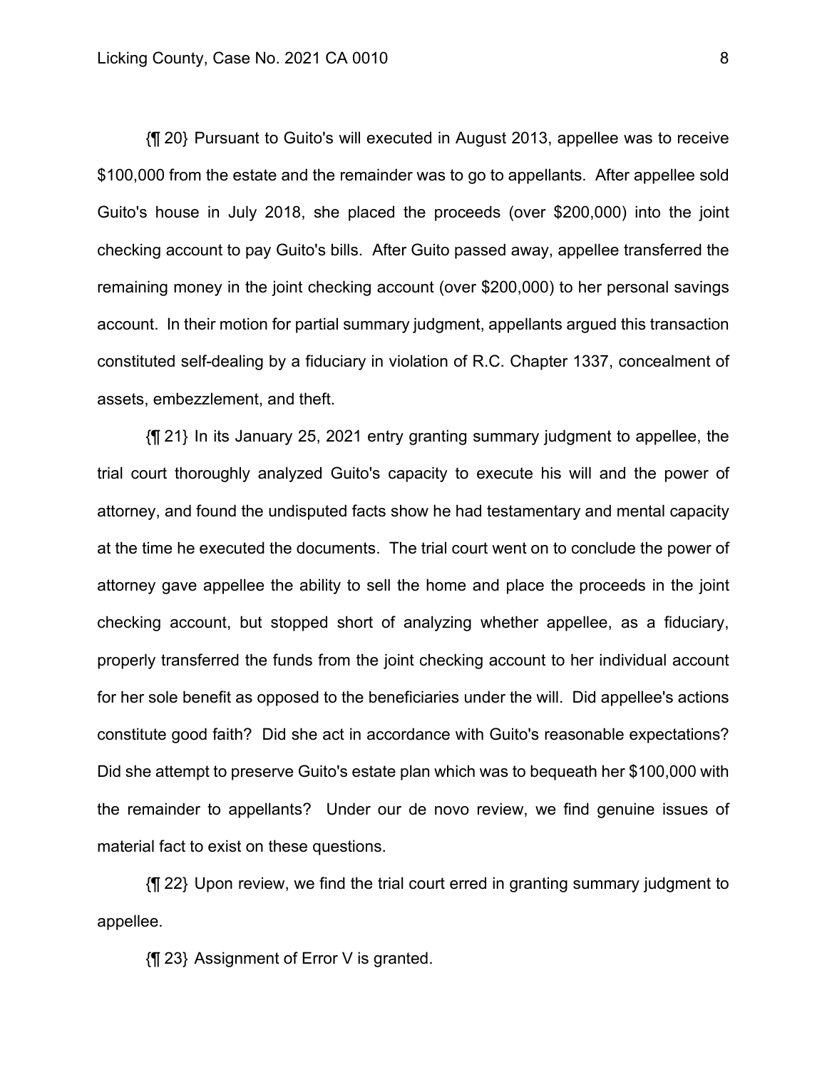{¶ 20} Pursuant to Guito's will executed in August 2013, appellee was to receive $100,000 from the estate and the remainder was to go to appellants. After appellee sold Guito's house in July 2018, she placed the proceeds (over $200,000) into the joint checking account to pay Guito's bills. After Guito passed away, appellee transferred the remaining money in the joint checking account (over $200,000) to her personal savings account. In their motion for partial summary judgment, appellants argued this transaction constituted self-dealing by a fiduciary in violation of R.C. Chapter 1337, concealment of assets, embezzlement, and theft.

{¶ 21} In its January 25, 2021 entry granting summary judgment to appellee, the trial court thoroughly analyzed Guito's capacity to execute his will and the power of attorney, and found the undisputed facts show he had testamentary and mental capacity at the time he executed the documents. The trial court went on to conclude the power of attorney gave appellee the ability to sell the home and place the proceeds in the joint checking account, but stopped short of analyzing whether appellee, as a fiduciary, properly transferred the funds from the joint checking account to her individual account for her sole benefit as opposed to the beneficiaries under the will. Did appellee's actions constitute good faith? Did she act in accordance with Guito's reasonable expectations? Did she attempt to preserve Guito's estate plan which was to bequeath her $100,000 with the remainder to appellants? Under our de novo review, we find genuine issues of material fact to exist on these questions.

{¶ 22} Upon review, we find the trial court erred in granting summary judgment to appellee.

{¶ 23} Assignment of Error V is granted.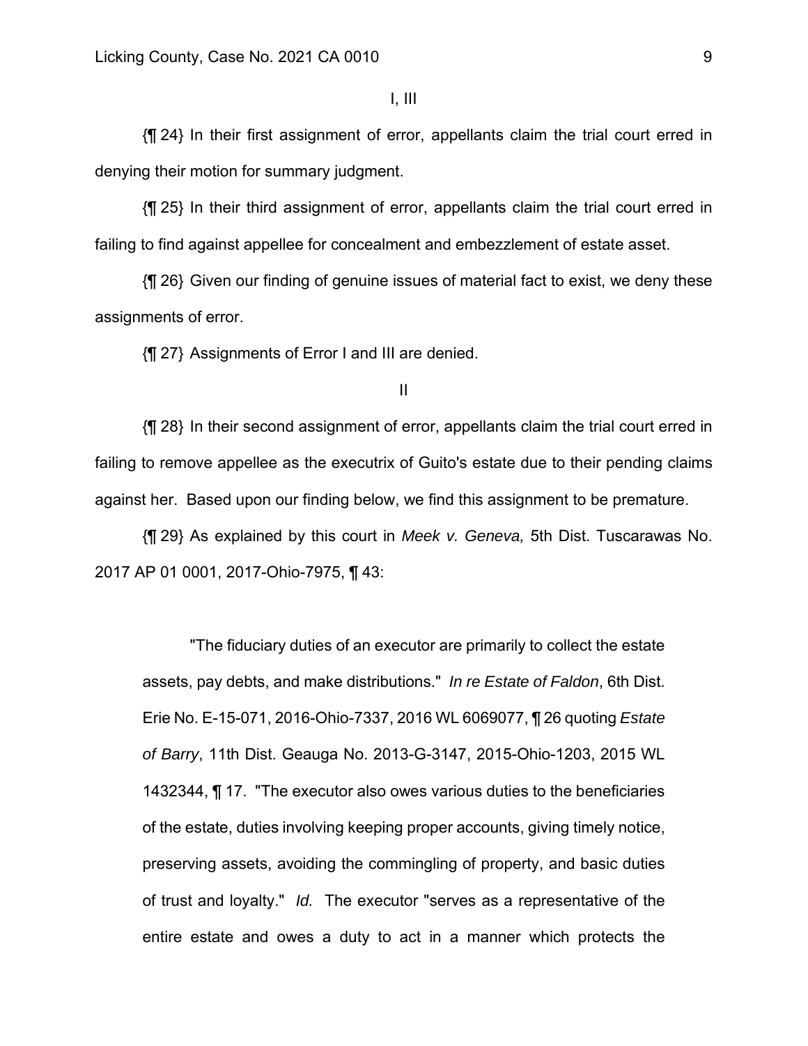I, III

{¶ 24} In their first assignment of error, appellants claim the trial court erred in denying their motion for summary judgment.

{¶ 25} In their third assignment of error, appellants claim the trial court erred in failing to find against appellee for concealment and embezzlement of estate asset.

{¶ 26} Given our finding of genuine issues of material fact to exist, we deny these assignments of error.

{¶ 27} Assignments of Error I and III are denied.

II

{¶ 28} In their second assignment of error, appellants claim the trial court erred in failing to remove appellee as the executrix of Guito's estate due to their pending claims against her. Based upon our finding below, we find this assignment to be premature.

{¶ 29} As explained by this court in *Meek v. Geneva,* 5th Dist. Tuscarawas No. 2017 AP 01 0001, 2017-Ohio-7975, ¶ 43:

> "The fiduciary duties of an executor are primarily to collect the estate assets, pay debts, and make distributions." *In re Estate of Faldon*, 6th Dist. Erie No. E-15-071, 2016-Ohio-7337, 2016 WL 6069077, ¶ 26 quoting *Estate of Barry*, 11th Dist. Geauga No. 2013-G-3147, 2015-Ohio-1203, 2015 WL 1432344, ¶ 17. "The executor also owes various duties to the beneficiaries of the estate, duties involving keeping proper accounts, giving timely notice, preserving assets, avoiding the commingling of property, and basic duties of trust and loyalty." *Id.* The executor "serves as a representative of the entire estate and owes a duty to act in a manner which protects the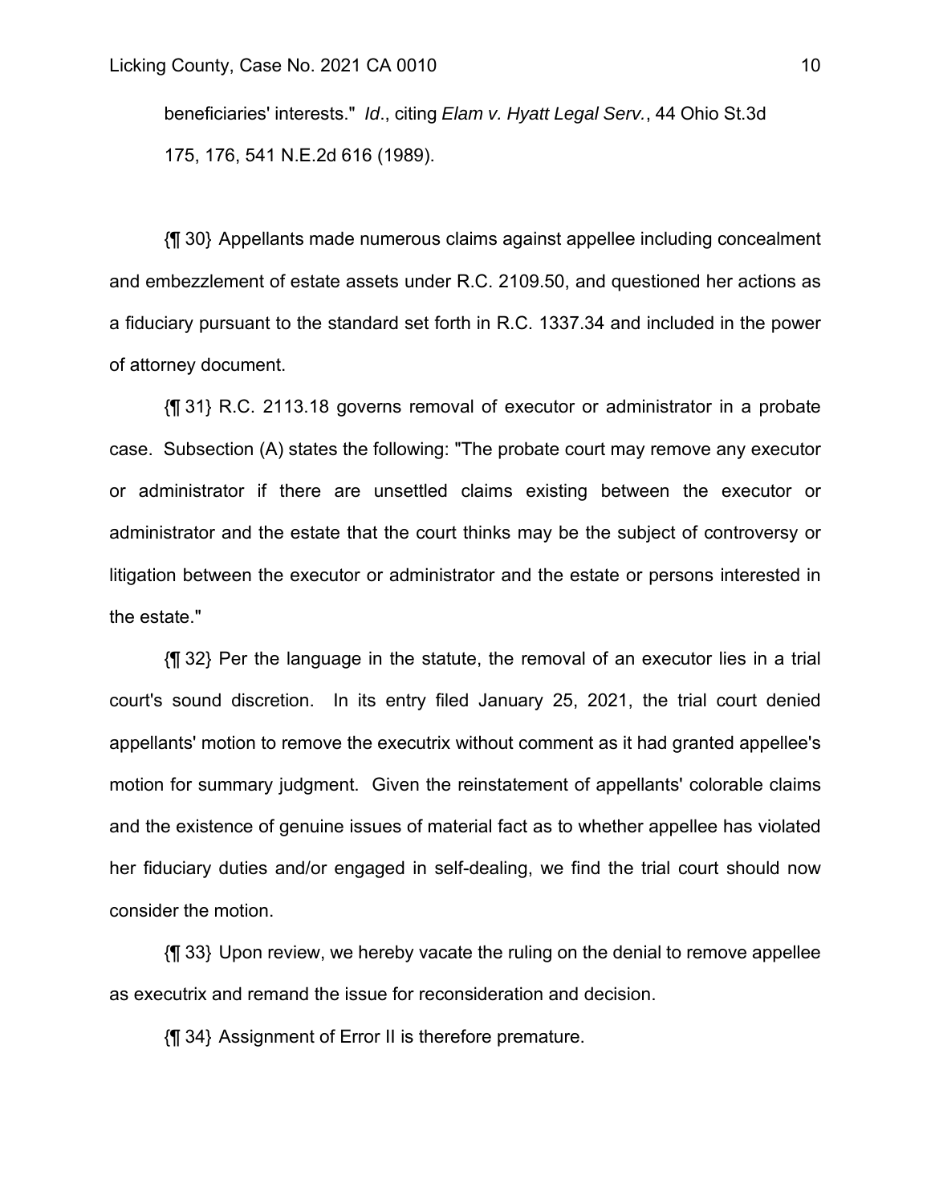beneficiaries' interests." *Id*., citing *Elam v. Hyatt Legal Serv.*, 44 Ohio St.3d 175, 176, 541 N.E.2d 616 (1989).

{¶ 30} Appellants made numerous claims against appellee including concealment and embezzlement of estate assets under R.C. 2109.50, and questioned her actions as a fiduciary pursuant to the standard set forth in R.C. 1337.34 and included in the power of attorney document.

{¶ 31} R.C. 2113.18 governs removal of executor or administrator in a probate case. Subsection (A) states the following: "The probate court may remove any executor or administrator if there are unsettled claims existing between the executor or administrator and the estate that the court thinks may be the subject of controversy or litigation between the executor or administrator and the estate or persons interested in the estate."

{¶ 32} Per the language in the statute, the removal of an executor lies in a trial court's sound discretion. In its entry filed January 25, 2021, the trial court denied appellants' motion to remove the executrix without comment as it had granted appellee's motion for summary judgment. Given the reinstatement of appellants' colorable claims and the existence of genuine issues of material fact as to whether appellee has violated her fiduciary duties and/or engaged in self-dealing, we find the trial court should now consider the motion.

{¶ 33} Upon review, we hereby vacate the ruling on the denial to remove appellee as executrix and remand the issue for reconsideration and decision.

{¶ 34} Assignment of Error II is therefore premature.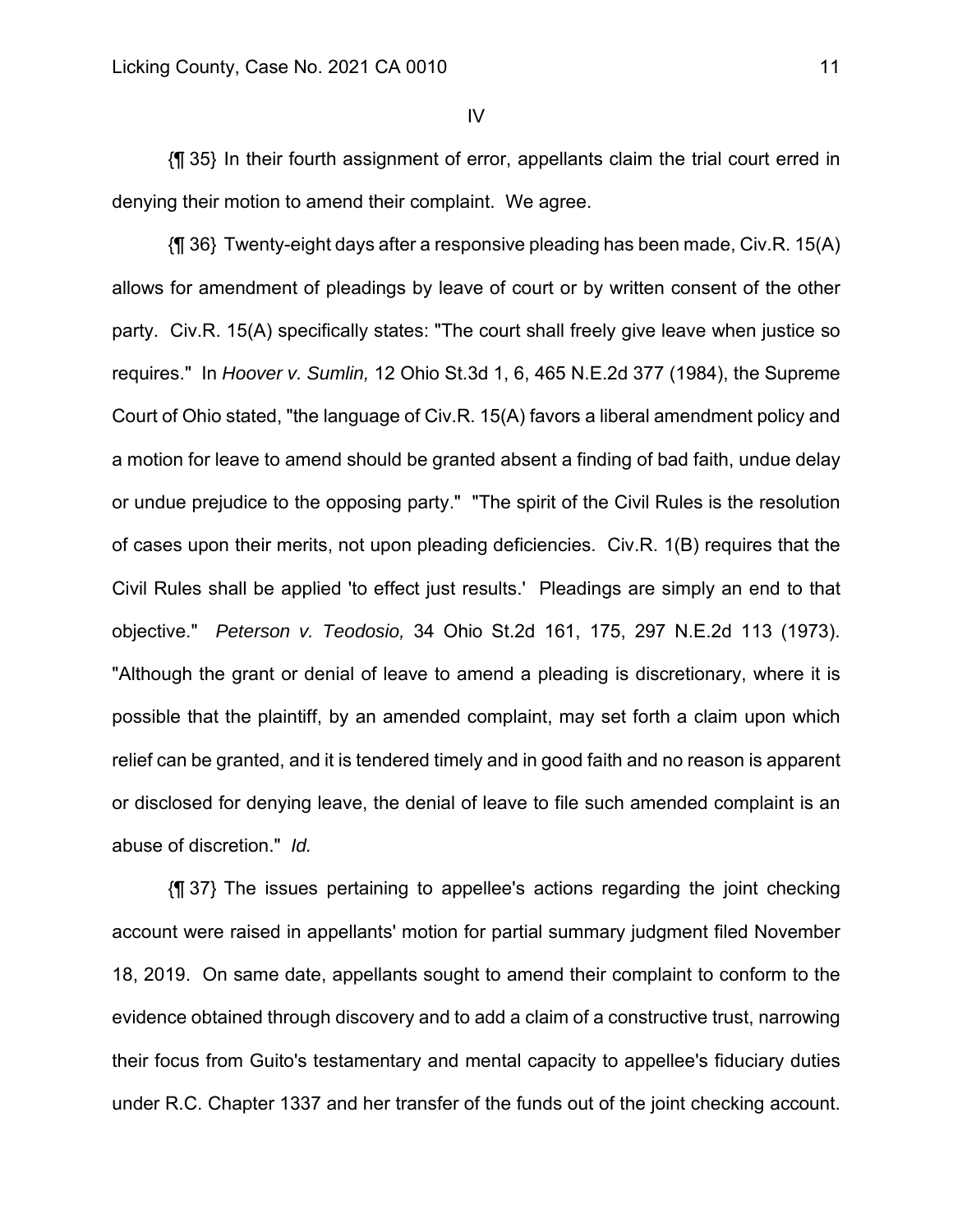IV

{¶ 35} In their fourth assignment of error, appellants claim the trial court erred in denying their motion to amend their complaint. We agree.

{¶ 36} Twenty-eight days after a responsive pleading has been made, Civ.R. 15(A) allows for amendment of pleadings by leave of court or by written consent of the other party. Civ.R. 15(A) specifically states: "The court shall freely give leave when justice so requires." In *Hoover v. Sumlin,* 12 Ohio St.3d 1, 6, 465 N.E.2d 377 (1984), the Supreme Court of Ohio stated, "the language of Civ.R. 15(A) favors a liberal amendment policy and a motion for leave to amend should be granted absent a finding of bad faith, undue delay or undue prejudice to the opposing party." "The spirit of the Civil Rules is the resolution of cases upon their merits, not upon pleading deficiencies. Civ.R. 1(B) requires that the Civil Rules shall be applied 'to effect just results.' Pleadings are simply an end to that objective." *Peterson v. Teodosio,* 34 Ohio St.2d 161, 175, 297 N.E.2d 113 (1973). "Although the grant or denial of leave to amend a pleading is discretionary, where it is possible that the plaintiff, by an amended complaint, may set forth a claim upon which relief can be granted, and it is tendered timely and in good faith and no reason is apparent or disclosed for denying leave, the denial of leave to file such amended complaint is an abuse of discretion." *Id.*

{¶ 37} The issues pertaining to appellee's actions regarding the joint checking account were raised in appellants' motion for partial summary judgment filed November 18, 2019. On same date, appellants sought to amend their complaint to conform to the evidence obtained through discovery and to add a claim of a constructive trust, narrowing their focus from Guito's testamentary and mental capacity to appellee's fiduciary duties under R.C. Chapter 1337 and her transfer of the funds out of the joint checking account.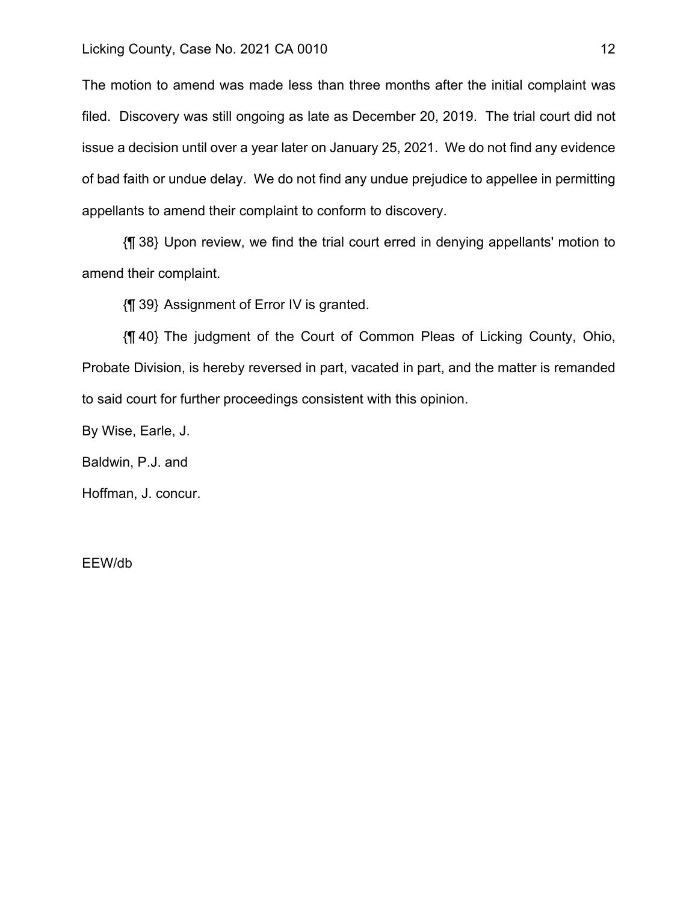The motion to amend was made less than three months after the initial complaint was filed. Discovery was still ongoing as late as December 20, 2019. The trial court did not issue a decision until over a year later on January 25, 2021. We do not find any evidence of bad faith or undue delay. We do not find any undue prejudice to appellee in permitting appellants to amend their complaint to conform to discovery.

{¶ 38} Upon review, we find the trial court erred in denying appellants' motion to amend their complaint.

{¶ 39} Assignment of Error IV is granted.

{¶ 40} The judgment of the Court of Common Pleas of Licking County, Ohio, Probate Division, is hereby reversed in part, vacated in part, and the matter is remanded to said court for further proceedings consistent with this opinion.

By Wise, Earle, J.

Baldwin, P.J. and

Hoffman, J. concur.

EEW/db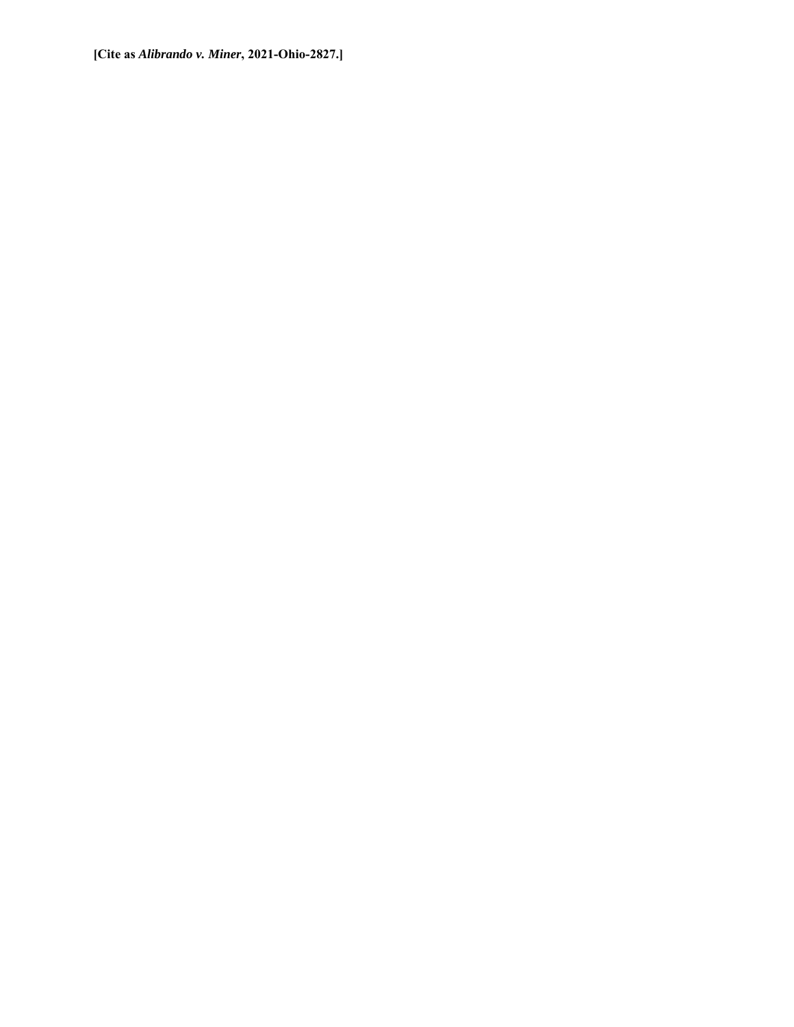[Cite as *Alibrando v. Miner*, 2021-Ohio-2827.]